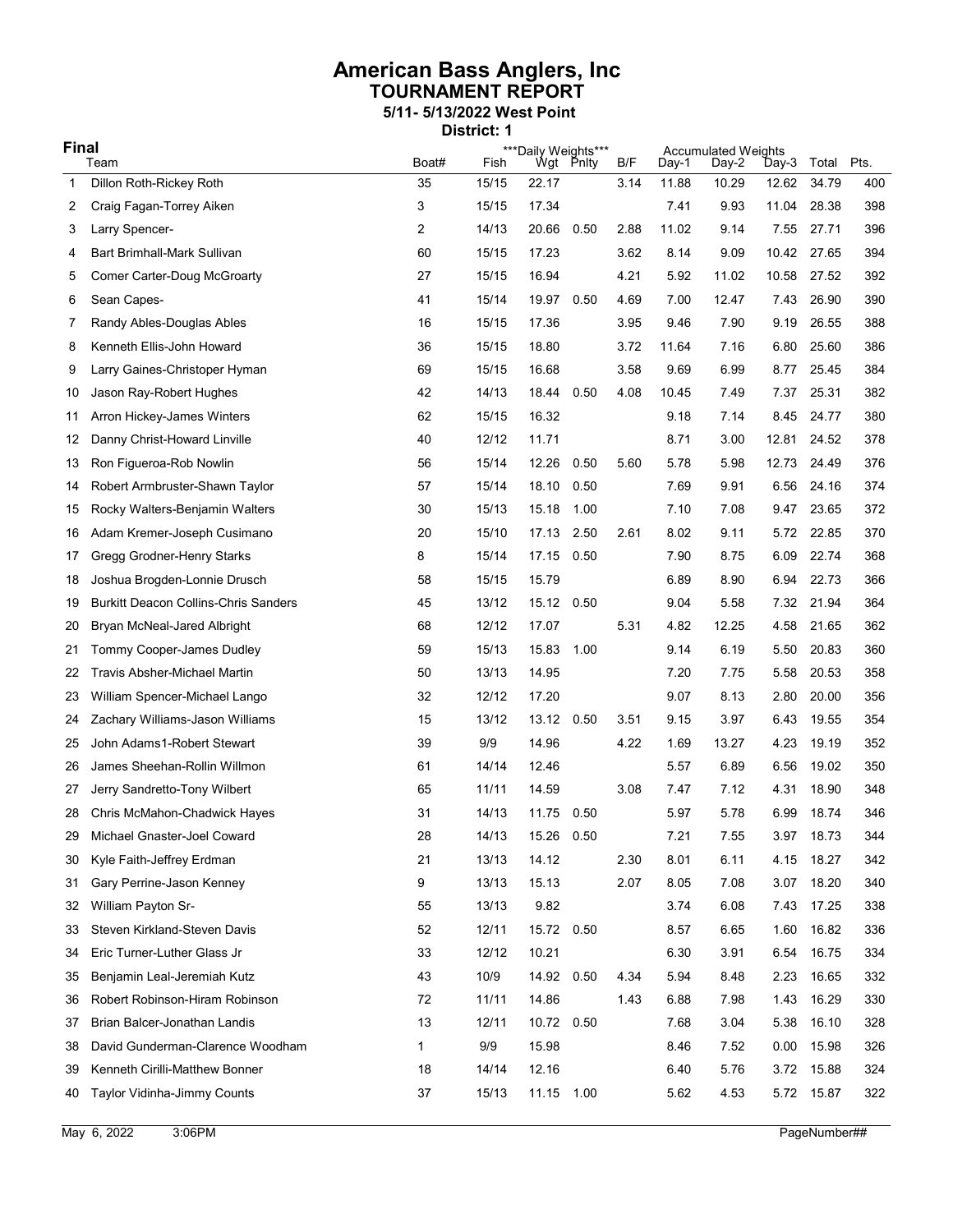# American Bass Anglers, Inc

## TOURNAMENT REPORT

### 5/11- 5/13/2022 West Point

**District: 1**

**Final**

| | | | | ***Daily Weights*** | | | Accumulated Weights | | | | |
|---|---|---|---|---|---|---|---|---|---|---|---|
| | Team | Boat# | Fish | Wgt | Pnlty | B/F | Day-1 | Day-2 | Day-3 | Total | Pts. |
| 1 | Dillon Roth-Rickey Roth | 35 | 15/15 | 22.17 | | 3.14 | 11.88 | 10.29 | 12.62 | 34.79 | 400 |
| 2 | Craig Fagan-Torrey Aiken | 3 | 15/15 | 17.34 | | | 7.41 | 9.93 | 11.04 | 28.38 | 398 |
| 3 | Larry Spencer- | 2 | 14/13 | 20.66 | 0.50 | 2.88 | 11.02 | 9.14 | 7.55 | 27.71 | 396 |
| 4 | Bart Brimhall-Mark Sullivan | 60 | 15/15 | 17.23 | | 3.62 | 8.14 | 9.09 | 10.42 | 27.65 | 394 |
| 5 | Comer Carter-Doug McGroarty | 27 | 15/15 | 16.94 | | 4.21 | 5.92 | 11.02 | 10.58 | 27.52 | 392 |
| 6 | Sean Capes- | 41 | 15/14 | 19.97 | 0.50 | 4.69 | 7.00 | 12.47 | 7.43 | 26.90 | 390 |
| 7 | Randy Ables-Douglas Ables | 16 | 15/15 | 17.36 | | 3.95 | 9.46 | 7.90 | 9.19 | 26.55 | 388 |
| 8 | Kenneth Ellis-John Howard | 36 | 15/15 | 18.80 | | 3.72 | 11.64 | 7.16 | 6.80 | 25.60 | 386 |
| 9 | Larry Gaines-Christoper Hyman | 69 | 15/15 | 16.68 | | 3.58 | 9.69 | 6.99 | 8.77 | 25.45 | 384 |
| 10 | Jason Ray-Robert Hughes | 42 | 14/13 | 18.44 | 0.50 | 4.08 | 10.45 | 7.49 | 7.37 | 25.31 | 382 |
| 11 | Arron Hickey-James Winters | 62 | 15/15 | 16.32 | | | 9.18 | 7.14 | 8.45 | 24.77 | 380 |
| 12 | Danny Christ-Howard Linville | 40 | 12/12 | 11.71 | | | 8.71 | 3.00 | 12.81 | 24.52 | 378 |
| 13 | Ron Figueroa-Rob Nowlin | 56 | 15/14 | 12.26 | 0.50 | 5.60 | 5.78 | 5.98 | 12.73 | 24.49 | 376 |
| 14 | Robert Armbruster-Shawn Taylor | 57 | 15/14 | 18.10 | 0.50 | | 7.69 | 9.91 | 6.56 | 24.16 | 374 |
| 15 | Rocky Walters-Benjamin Walters | 30 | 15/13 | 15.18 | 1.00 | | 7.10 | 7.08 | 9.47 | 23.65 | 372 |
| 16 | Adam Kremer-Joseph Cusimano | 20 | 15/10 | 17.13 | 2.50 | 2.61 | 8.02 | 9.11 | 5.72 | 22.85 | 370 |
| 17 | Gregg Grodner-Henry Starks | 8 | 15/14 | 17.15 | 0.50 | | 7.90 | 8.75 | 6.09 | 22.74 | 368 |
| 18 | Joshua Brogden-Lonnie Drusch | 58 | 15/15 | 15.79 | | | 6.89 | 8.90 | 6.94 | 22.73 | 366 |
| 19 | Burkitt Deacon Collins-Chris Sanders | 45 | 13/12 | 15.12 | 0.50 | | 9.04 | 5.58 | 7.32 | 21.94 | 364 |
| 20 | Bryan McNeal-Jared Albright | 68 | 12/12 | 17.07 | | 5.31 | 4.82 | 12.25 | 4.58 | 21.65 | 362 |
| 21 | Tommy Cooper-James Dudley | 59 | 15/13 | 15.83 | 1.00 | | 9.14 | 6.19 | 5.50 | 20.83 | 360 |
| 22 | Travis Absher-Michael Martin | 50 | 13/13 | 14.95 | | | 7.20 | 7.75 | 5.58 | 20.53 | 358 |
| 23 | William Spencer-Michael Lango | 32 | 12/12 | 17.20 | | | 9.07 | 8.13 | 2.80 | 20.00 | 356 |
| 24 | Zachary Williams-Jason Williams | 15 | 13/12 | 13.12 | 0.50 | 3.51 | 9.15 | 3.97 | 6.43 | 19.55 | 354 |
| 25 | John Adams1-Robert Stewart | 39 | 9/9 | 14.96 | | 4.22 | 1.69 | 13.27 | 4.23 | 19.19 | 352 |
| 26 | James Sheehan-Rollin Willmon | 61 | 14/14 | 12.46 | | | 5.57 | 6.89 | 6.56 | 19.02 | 350 |
| 27 | Jerry Sandretto-Tony Wilbert | 65 | 11/11 | 14.59 | | 3.08 | 7.47 | 7.12 | 4.31 | 18.90 | 348 |
| 28 | Chris McMahon-Chadwick Hayes | 31 | 14/13 | 11.75 | 0.50 | | 5.97 | 5.78 | 6.99 | 18.74 | 346 |
| 29 | Michael Gnaster-Joel Coward | 28 | 14/13 | 15.26 | 0.50 | | 7.21 | 7.55 | 3.97 | 18.73 | 344 |
| 30 | Kyle Faith-Jeffrey Erdman | 21 | 13/13 | 14.12 | | 2.30 | 8.01 | 6.11 | 4.15 | 18.27 | 342 |
| 31 | Gary Perrine-Jason Kenney | 9 | 13/13 | 15.13 | | 2.07 | 8.05 | 7.08 | 3.07 | 18.20 | 340 |
| 32 | William Payton Sr- | 55 | 13/13 | 9.82 | | | 3.74 | 6.08 | 7.43 | 17.25 | 338 |
| 33 | Steven Kirkland-Steven Davis | 52 | 12/11 | 15.72 | 0.50 | | 8.57 | 6.65 | 1.60 | 16.82 | 336 |
| 34 | Eric Turner-Luther Glass Jr | 33 | 12/12 | 10.21 | | | 6.30 | 3.91 | 6.54 | 16.75 | 334 |
| 35 | Benjamin Leal-Jeremiah Kutz | 43 | 10/9 | 14.92 | 0.50 | 4.34 | 5.94 | 8.48 | 2.23 | 16.65 | 332 |
| 36 | Robert Robinson-Hiram Robinson | 72 | 11/11 | 14.86 | | 1.43 | 6.88 | 7.98 | 1.43 | 16.29 | 330 |
| 37 | Brian Balcer-Jonathan Landis | 13 | 12/11 | 10.72 | 0.50 | | 7.68 | 3.04 | 5.38 | 16.10 | 328 |
| 38 | David Gunderman-Clarence Woodham | 1 | 9/9 | 15.98 | | | 8.46 | 7.52 | 0.00 | 15.98 | 326 |
| 39 | Kenneth Cirilli-Matthew Bonner | 18 | 14/14 | 12.16 | | | 6.40 | 5.76 | 3.72 | 15.88 | 324 |
| 40 | Taylor Vidinha-Jimmy Counts | 37 | 15/13 | 11.15 | 1.00 | | 5.62 | 4.53 | 5.72 | 15.87 | 322 |

May 6, 2022 3:06PM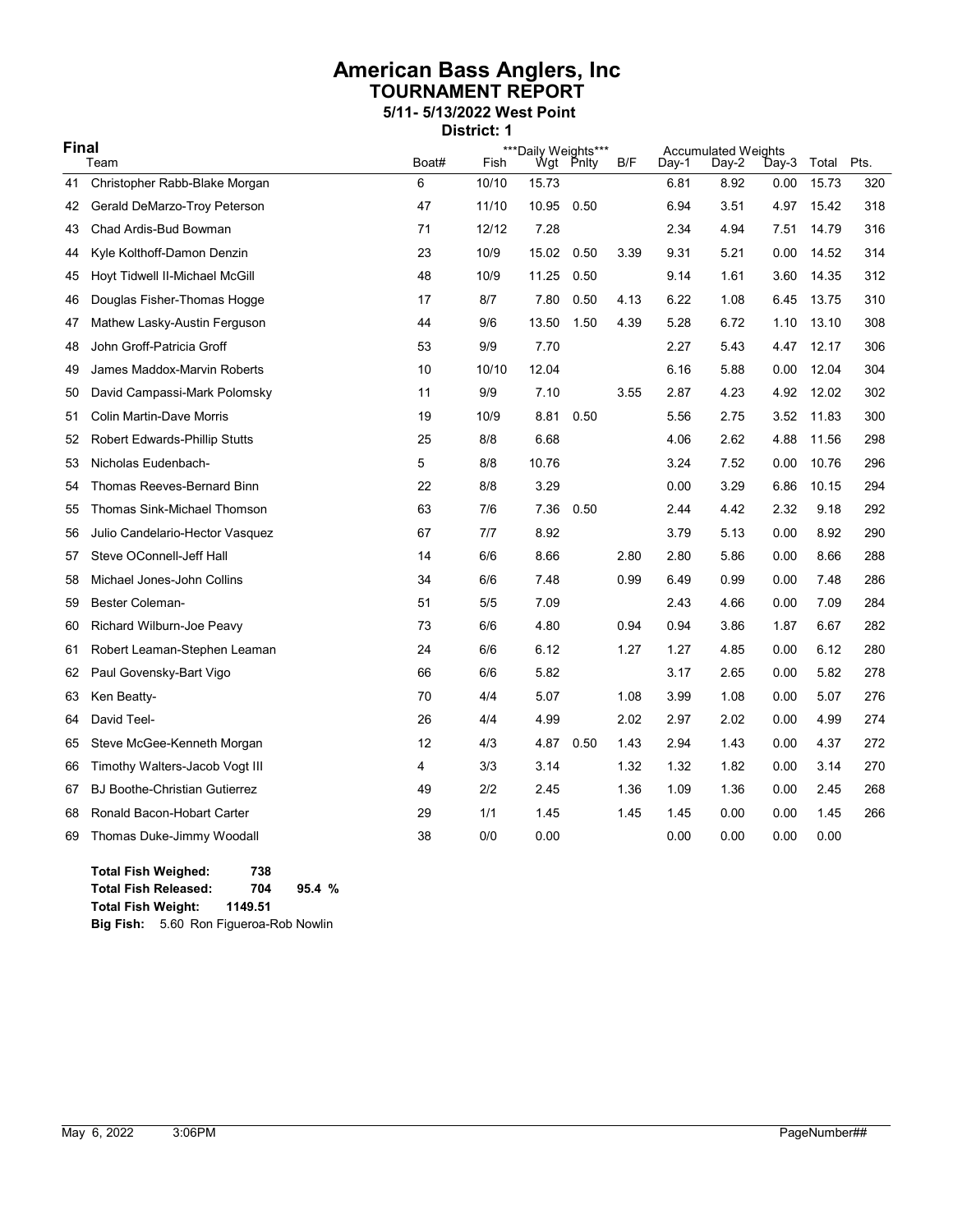# American Bass Anglers, Inc
## TOURNAMENT REPORT
### 5/11- 5/13/2022 West Point
### District: 1

**Final**

| | | | | \*\*\*Daily Weights\*\*\* | | | Accumulated Weights | | | | |
|---|---|---|---|---|---|---|---|---|---|---|---|
| | Team | Boat# | Fish | Wgt | Pnlty | B/F | Day-1 | Day-2 | Day-3 | Total | Pts. |
| 41 | Christopher Rabb-Blake Morgan | 6 | 10/10 | 15.73 | | | 6.81 | 8.92 | 0.00 | 15.73 | 320 |
| 42 | Gerald DeMarzo-Troy Peterson | 47 | 11/10 | 10.95 | 0.50 | | 6.94 | 3.51 | 4.97 | 15.42 | 318 |
| 43 | Chad Ardis-Bud Bowman | 71 | 12/12 | 7.28 | | | 2.34 | 4.94 | 7.51 | 14.79 | 316 |
| 44 | Kyle Kolthoff-Damon Denzin | 23 | 10/9 | 15.02 | 0.50 | 3.39 | 9.31 | 5.21 | 0.00 | 14.52 | 314 |
| 45 | Hoyt Tidwell II-Michael McGill | 48 | 10/9 | 11.25 | 0.50 | | 9.14 | 1.61 | 3.60 | 14.35 | 312 |
| 46 | Douglas Fisher-Thomas Hogge | 17 | 8/7 | 7.80 | 0.50 | 4.13 | 6.22 | 1.08 | 6.45 | 13.75 | 310 |
| 47 | Mathew Lasky-Austin Ferguson | 44 | 9/6 | 13.50 | 1.50 | 4.39 | 5.28 | 6.72 | 1.10 | 13.10 | 308 |
| 48 | John Groff-Patricia Groff | 53 | 9/9 | 7.70 | | | 2.27 | 5.43 | 4.47 | 12.17 | 306 |
| 49 | James Maddox-Marvin Roberts | 10 | 10/10 | 12.04 | | | 6.16 | 5.88 | 0.00 | 12.04 | 304 |
| 50 | David Campassi-Mark Polomsky | 11 | 9/9 | 7.10 | | 3.55 | 2.87 | 4.23 | 4.92 | 12.02 | 302 |
| 51 | Colin Martin-Dave Morris | 19 | 10/9 | 8.81 | 0.50 | | 5.56 | 2.75 | 3.52 | 11.83 | 300 |
| 52 | Robert Edwards-Phillip Stutts | 25 | 8/8 | 6.68 | | | 4.06 | 2.62 | 4.88 | 11.56 | 298 |
| 53 | Nicholas Eudenbach- | 5 | 8/8 | 10.76 | | | 3.24 | 7.52 | 0.00 | 10.76 | 296 |
| 54 | Thomas Reeves-Bernard Binn | 22 | 8/8 | 3.29 | | | 0.00 | 3.29 | 6.86 | 10.15 | 294 |
| 55 | Thomas Sink-Michael Thomson | 63 | 7/6 | 7.36 | 0.50 | | 2.44 | 4.42 | 2.32 | 9.18 | 292 |
| 56 | Julio Candelario-Hector Vasquez | 67 | 7/7 | 8.92 | | | 3.79 | 5.13 | 0.00 | 8.92 | 290 |
| 57 | Steve OConnell-Jeff Hall | 14 | 6/6 | 8.66 | | 2.80 | 2.80 | 5.86 | 0.00 | 8.66 | 288 |
| 58 | Michael Jones-John Collins | 34 | 6/6 | 7.48 | | 0.99 | 6.49 | 0.99 | 0.00 | 7.48 | 286 |
| 59 | Bester Coleman- | 51 | 5/5 | 7.09 | | | 2.43 | 4.66 | 0.00 | 7.09 | 284 |
| 60 | Richard Wilburn-Joe Peavy | 73 | 6/6 | 4.80 | | 0.94 | 0.94 | 3.86 | 1.87 | 6.67 | 282 |
| 61 | Robert Leaman-Stephen Leaman | 24 | 6/6 | 6.12 | | 1.27 | 1.27 | 4.85 | 0.00 | 6.12 | 280 |
| 62 | Paul Govensky-Bart Vigo | 66 | 6/6 | 5.82 | | | 3.17 | 2.65 | 0.00 | 5.82 | 278 |
| 63 | Ken Beatty- | 70 | 4/4 | 5.07 | | 1.08 | 3.99 | 1.08 | 0.00 | 5.07 | 276 |
| 64 | David Teel- | 26 | 4/4 | 4.99 | | 2.02 | 2.97 | 2.02 | 0.00 | 4.99 | 274 |
| 65 | Steve McGee-Kenneth Morgan | 12 | 4/3 | 4.87 | 0.50 | 1.43 | 2.94 | 1.43 | 0.00 | 4.37 | 272 |
| 66 | Timothy Walters-Jacob Vogt III | 4 | 3/3 | 3.14 | | 1.32 | 1.32 | 1.82 | 0.00 | 3.14 | 270 |
| 67 | BJ Boothe-Christian Gutierrez | 49 | 2/2 | 2.45 | | 1.36 | 1.09 | 1.36 | 0.00 | 2.45 | 268 |
| 68 | Ronald Bacon-Hobart Carter | 29 | 1/1 | 1.45 | | 1.45 | 1.45 | 0.00 | 0.00 | 1.45 | 266 |
| 69 | Thomas Duke-Jimmy Woodall | 38 | 0/0 | 0.00 | | | 0.00 | 0.00 | 0.00 | 0.00 | |

**Total Fish Weighed:** 738

**Total Fish Released:** 704 95.4 %

**Total Fish Weight:** 1149.51

**Big Fish:** 5.60 Ron Figueroa-Rob Nowlin